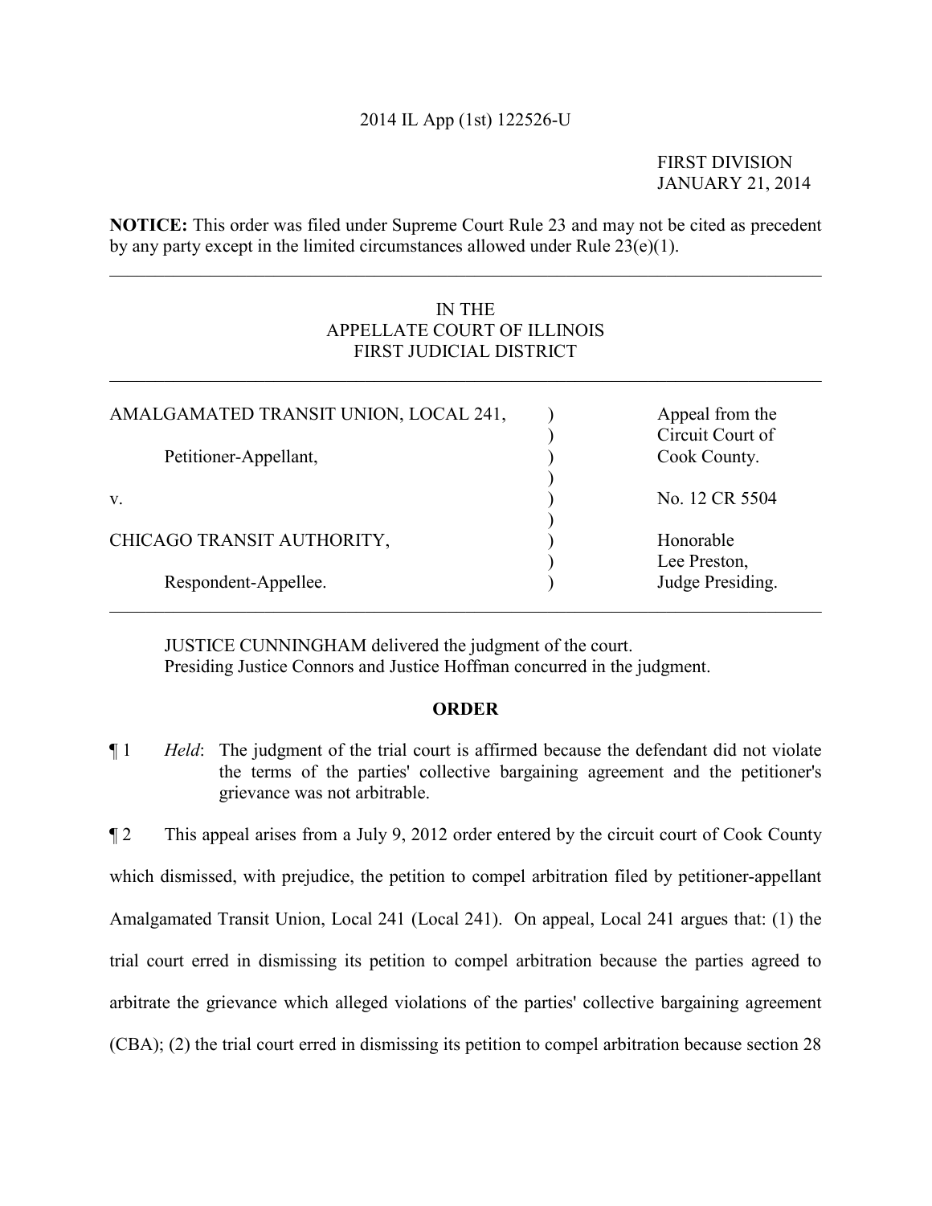2014 IL App (1st) 122526-U

FIRST DIVISION
JANUARY 21, 2014

**NOTICE:** This order was filed under Supreme Court Rule 23 and may not be cited as precedent by any party except in the limited circumstances allowed under Rule 23(e)(1).

---

IN THE
APPELLATE COURT OF ILLINOIS
FIRST JUDICIAL DISTRICT

---

| | | |
|---|---|---|
| AMALGAMATED TRANSIT UNION, LOCAL 241, | ) | Appeal from the |
| | ) | Circuit Court of |
| Petitioner-Appellant, | ) | Cook County. |
| | ) | |
| v. | ) | No. 12 CR 5504 |
| | ) | |
| CHICAGO TRANSIT AUTHORITY, | ) | Honorable |
| | ) | Lee Preston, |
| Respondent-Appellee. | ) | Judge Presiding. |

---

JUSTICE CUNNINGHAM delivered the judgment of the court.
Presiding Justice Connors and Justice Hoffman concurred in the judgment.

## ORDER

¶ 1 *Held*: The judgment of the trial court is affirmed because the defendant did not violate the terms of the parties' collective bargaining agreement and the petitioner's grievance was not arbitrable.

¶ 2 This appeal arises from a July 9, 2012 order entered by the circuit court of Cook County which dismissed, with prejudice, the petition to compel arbitration filed by petitioner-appellant Amalgamated Transit Union, Local 241 (Local 241). On appeal, Local 241 argues that: (1) the trial court erred in dismissing its petition to compel arbitration because the parties agreed to arbitrate the grievance which alleged violations of the parties' collective bargaining agreement (CBA); (2) the trial court erred in dismissing its petition to compel arbitration because section 28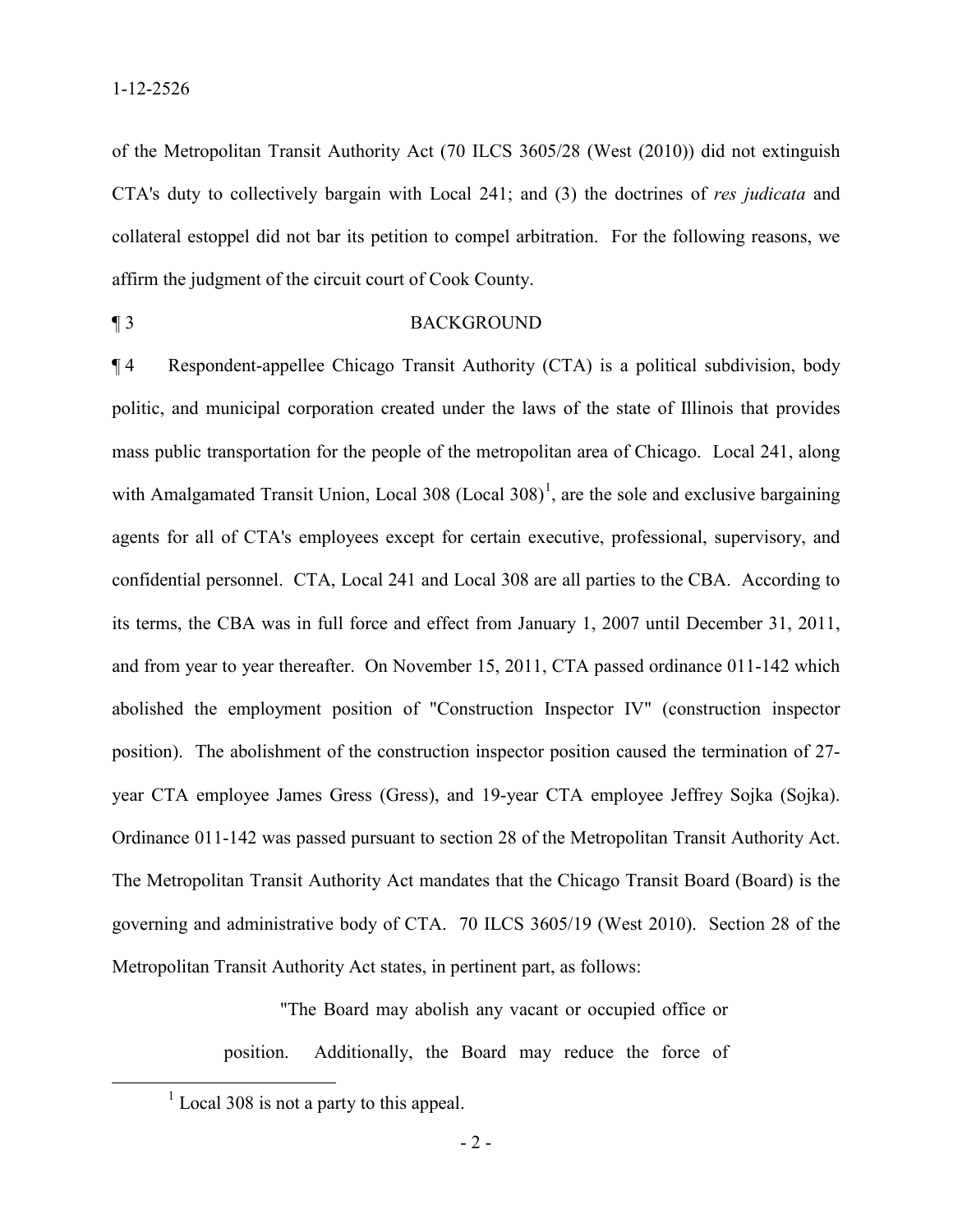of the Metropolitan Transit Authority Act (70 ILCS 3605/28 (West (2010)) did not extinguish CTA's duty to collectively bargain with Local 241; and (3) the doctrines of *res judicata* and collateral estoppel did not bar its petition to compel arbitration. For the following reasons, we affirm the judgment of the circuit court of Cook County.

¶ 3 BACKGROUND

¶ 4 Respondent-appellee Chicago Transit Authority (CTA) is a political subdivision, body politic, and municipal corporation created under the laws of the state of Illinois that provides mass public transportation for the people of the metropolitan area of Chicago. Local 241, along with Amalgamated Transit Union, Local 308 (Local 308)[1], are the sole and exclusive bargaining agents for all of CTA's employees except for certain executive, professional, supervisory, and confidential personnel. CTA, Local 241 and Local 308 are all parties to the CBA. According to its terms, the CBA was in full force and effect from January 1, 2007 until December 31, 2011, and from year to year thereafter. On November 15, 2011, CTA passed ordinance 011-142 which abolished the employment position of "Construction Inspector IV" (construction inspector position). The abolishment of the construction inspector position caused the termination of 27-year CTA employee James Gress (Gress), and 19-year CTA employee Jeffrey Sojka (Sojka). Ordinance 011-142 was passed pursuant to section 28 of the Metropolitan Transit Authority Act. The Metropolitan Transit Authority Act mandates that the Chicago Transit Board (Board) is the governing and administrative body of CTA. 70 ILCS 3605/19 (West 2010). Section 28 of the Metropolitan Transit Authority Act states, in pertinent part, as follows:

> "The Board may abolish any vacant or occupied office or position. Additionally, the Board may reduce the force of

[1] Local 308 is not a party to this appeal.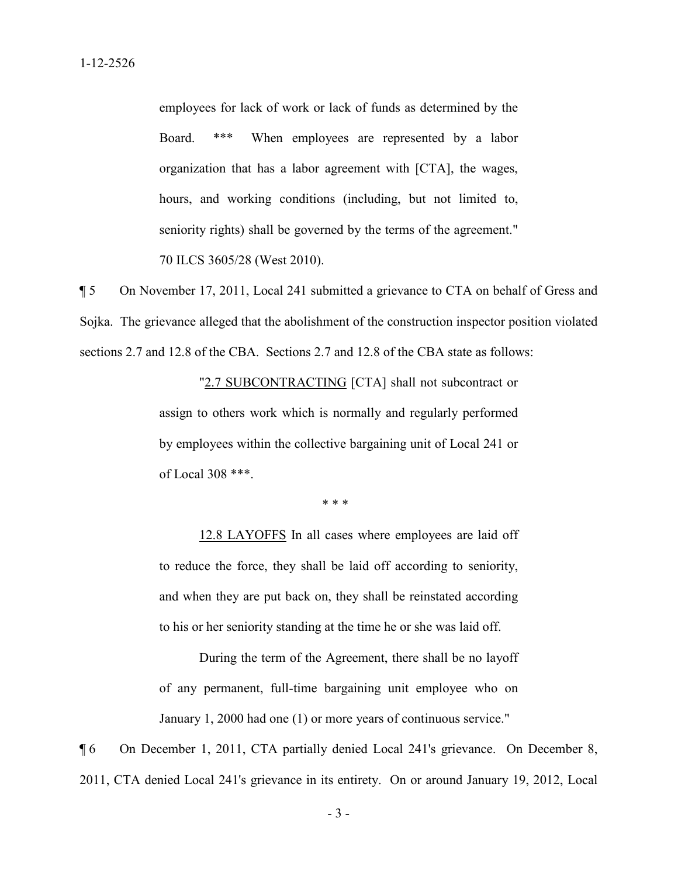> employees for lack of work or lack of funds as determined by the Board. *** When employees are represented by a labor organization that has a labor agreement with [CTA], the wages, hours, and working conditions (including, but not limited to, seniority rights) shall be governed by the terms of the agreement." 70 ILCS 3605/28 (West 2010).

¶ 5 On November 17, 2011, Local 241 submitted a grievance to CTA on behalf of Gress and Sojka. The grievance alleged that the abolishment of the construction inspector position violated sections 2.7 and 12.8 of the CBA. Sections 2.7 and 12.8 of the CBA state as follows:

> "<u>2.7 SUBCONTRACTING</u> [CTA] shall not subcontract or assign to others work which is normally and regularly performed by employees within the collective bargaining unit of Local 241 or of Local 308 ***.
>
> \* \* \*
>
> <u>12.8 LAYOFFS</u> In all cases where employees are laid off to reduce the force, they shall be laid off according to seniority, and when they are put back on, they shall be reinstated according to his or her seniority standing at the time he or she was laid off.
>
> During the term of the Agreement, there shall be no layoff of any permanent, full-time bargaining unit employee who on January 1, 2000 had one (1) or more years of continuous service."

¶ 6 On December 1, 2011, CTA partially denied Local 241's grievance. On December 8, 2011, CTA denied Local 241's grievance in its entirety. On or around January 19, 2012, Local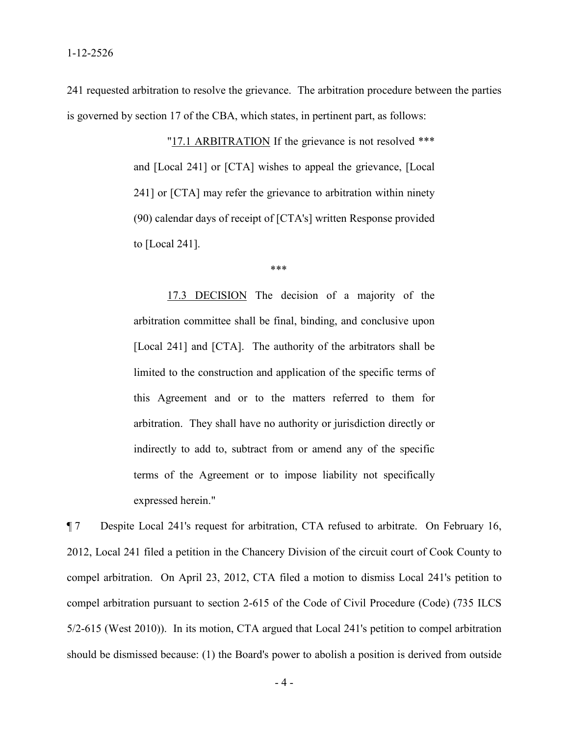241 requested arbitration to resolve the grievance. The arbitration procedure between the parties is governed by section 17 of the CBA, which states, in pertinent part, as follows:

> "17.1 ARBITRATION If the grievance is not resolved *** and [Local 241] or [CTA] wishes to appeal the grievance, [Local 241] or [CTA] may refer the grievance to arbitration within ninety (90) calendar days of receipt of [CTA's] written Response provided to [Local 241].
>
> ***
>
> 17.3 DECISION The decision of a majority of the arbitration committee shall be final, binding, and conclusive upon [Local 241] and [CTA]. The authority of the arbitrators shall be limited to the construction and application of the specific terms of this Agreement and or to the matters referred to them for arbitration. They shall have no authority or jurisdiction directly or indirectly to add to, subtract from or amend any of the specific terms of the Agreement or to impose liability not specifically expressed herein."

¶ 7 Despite Local 241's request for arbitration, CTA refused to arbitrate. On February 16, 2012, Local 241 filed a petition in the Chancery Division of the circuit court of Cook County to compel arbitration. On April 23, 2012, CTA filed a motion to dismiss Local 241's petition to compel arbitration pursuant to section 2-615 of the Code of Civil Procedure (Code) (735 ILCS 5/2-615 (West 2010)). In its motion, CTA argued that Local 241's petition to compel arbitration should be dismissed because: (1) the Board's power to abolish a position is derived from outside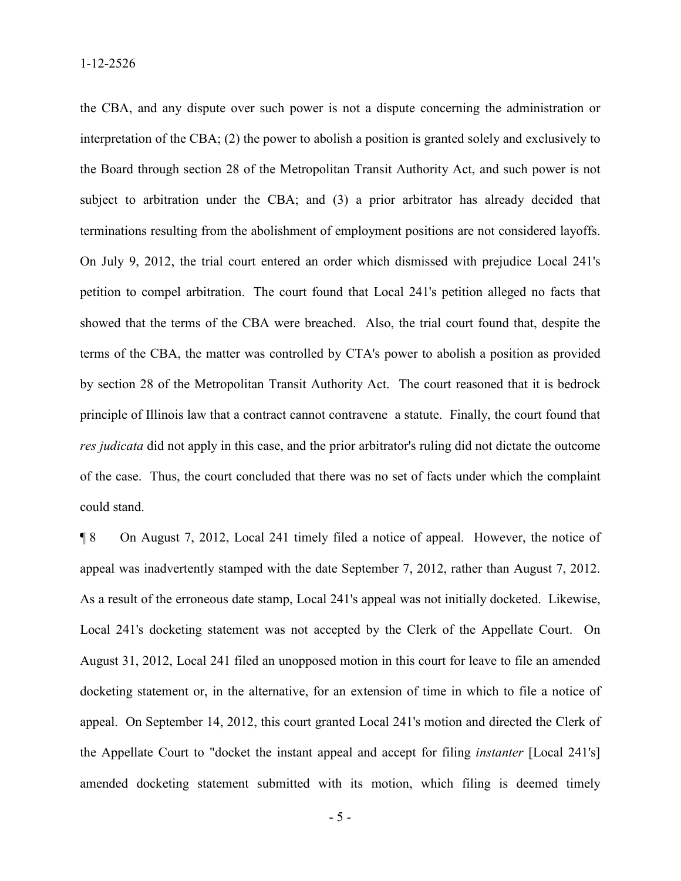the CBA, and any dispute over such power is not a dispute concerning the administration or interpretation of the CBA; (2) the power to abolish a position is granted solely and exclusively to the Board through section 28 of the Metropolitan Transit Authority Act, and such power is not subject to arbitration under the CBA; and (3) a prior arbitrator has already decided that terminations resulting from the abolishment of employment positions are not considered layoffs. On July 9, 2012, the trial court entered an order which dismissed with prejudice Local 241's petition to compel arbitration. The court found that Local 241's petition alleged no facts that showed that the terms of the CBA were breached. Also, the trial court found that, despite the terms of the CBA, the matter was controlled by CTA's power to abolish a position as provided by section 28 of the Metropolitan Transit Authority Act. The court reasoned that it is bedrock principle of Illinois law that a contract cannot contravene a statute. Finally, the court found that *res judicata* did not apply in this case, and the prior arbitrator's ruling did not dictate the outcome of the case. Thus, the court concluded that there was no set of facts under which the complaint could stand.

¶ 8 On August 7, 2012, Local 241 timely filed a notice of appeal. However, the notice of appeal was inadvertently stamped with the date September 7, 2012, rather than August 7, 2012. As a result of the erroneous date stamp, Local 241's appeal was not initially docketed. Likewise, Local 241's docketing statement was not accepted by the Clerk of the Appellate Court. On August 31, 2012, Local 241 filed an unopposed motion in this court for leave to file an amended docketing statement or, in the alternative, for an extension of time in which to file a notice of appeal. On September 14, 2012, this court granted Local 241's motion and directed the Clerk of the Appellate Court to "docket the instant appeal and accept for filing *instanter* [Local 241's] amended docketing statement submitted with its motion, which filing is deemed timely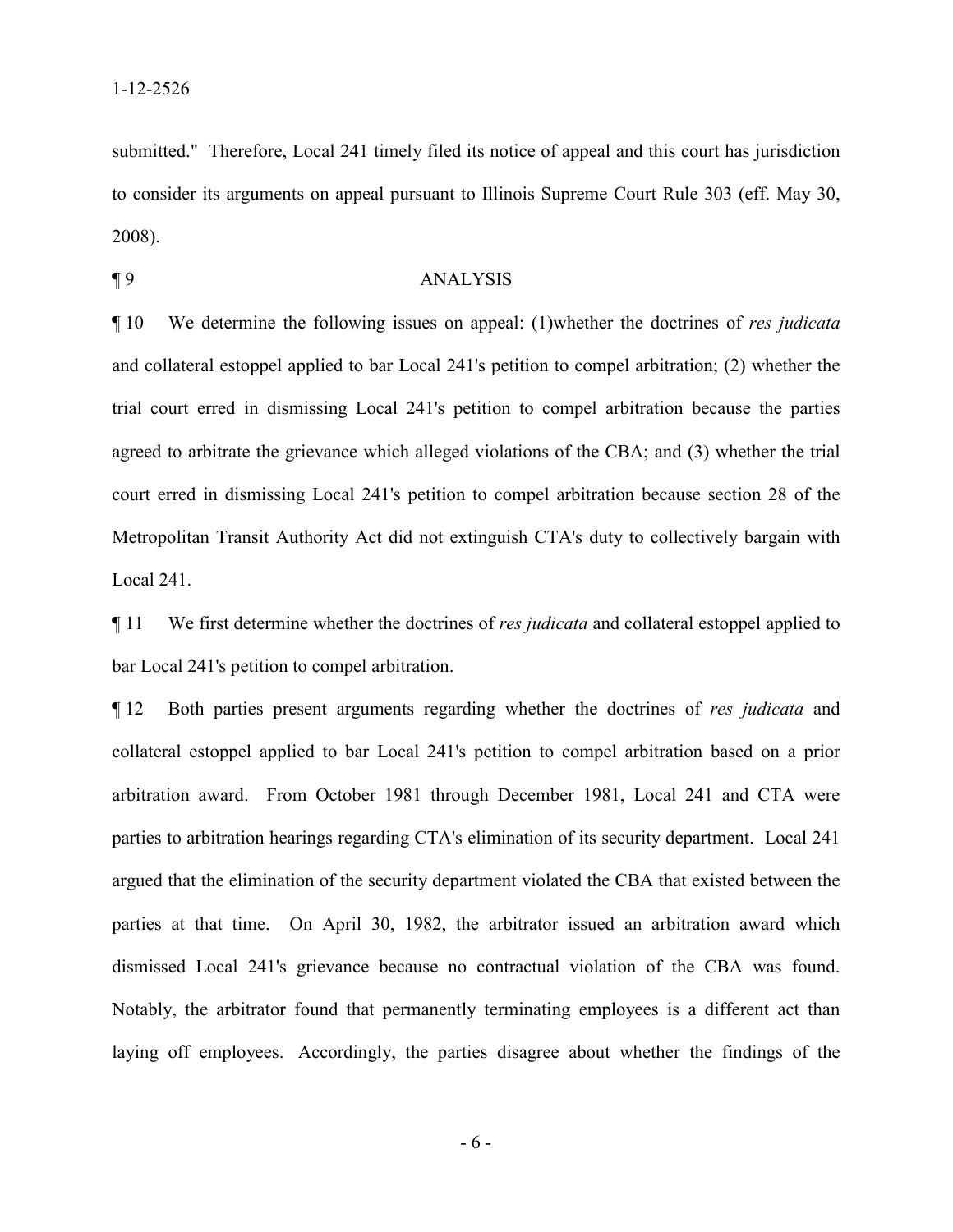submitted." Therefore, Local 241 timely filed its notice of appeal and this court has jurisdiction to consider its arguments on appeal pursuant to Illinois Supreme Court Rule 303 (eff. May 30, 2008).

¶ 9 ANALYSIS

¶ 10 We determine the following issues on appeal: (1)whether the doctrines of *res judicata* and collateral estoppel applied to bar Local 241's petition to compel arbitration; (2) whether the trial court erred in dismissing Local 241's petition to compel arbitration because the parties agreed to arbitrate the grievance which alleged violations of the CBA; and (3) whether the trial court erred in dismissing Local 241's petition to compel arbitration because section 28 of the Metropolitan Transit Authority Act did not extinguish CTA's duty to collectively bargain with Local 241.

¶ 11 We first determine whether the doctrines of *res judicata* and collateral estoppel applied to bar Local 241's petition to compel arbitration.

¶ 12 Both parties present arguments regarding whether the doctrines of *res judicata* and collateral estoppel applied to bar Local 241's petition to compel arbitration based on a prior arbitration award. From October 1981 through December 1981, Local 241 and CTA were parties to arbitration hearings regarding CTA's elimination of its security department. Local 241 argued that the elimination of the security department violated the CBA that existed between the parties at that time. On April 30, 1982, the arbitrator issued an arbitration award which dismissed Local 241's grievance because no contractual violation of the CBA was found. Notably, the arbitrator found that permanently terminating employees is a different act than laying off employees. Accordingly, the parties disagree about whether the findings of the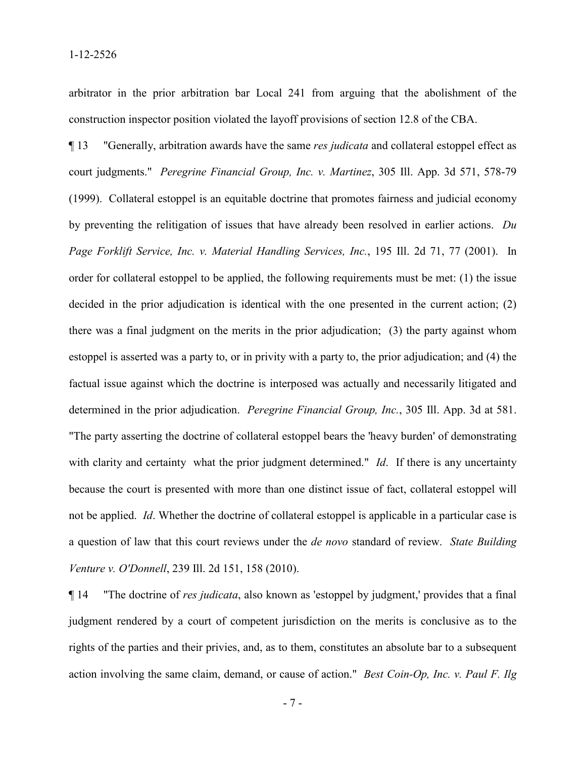arbitrator in the prior arbitration bar Local 241 from arguing that the abolishment of the construction inspector position violated the layoff provisions of section 12.8 of the CBA.

¶ 13 "Generally, arbitration awards have the same *res judicata* and collateral estoppel effect as court judgments." *Peregrine Financial Group, Inc. v. Martinez*, 305 Ill. App. 3d 571, 578-79 (1999). Collateral estoppel is an equitable doctrine that promotes fairness and judicial economy by preventing the relitigation of issues that have already been resolved in earlier actions. *Du Page Forklift Service, Inc. v. Material Handling Services, Inc.*, 195 Ill. 2d 71, 77 (2001). In order for collateral estoppel to be applied, the following requirements must be met: (1) the issue decided in the prior adjudication is identical with the one presented in the current action; (2) there was a final judgment on the merits in the prior adjudication; (3) the party against whom estoppel is asserted was a party to, or in privity with a party to, the prior adjudication; and (4) the factual issue against which the doctrine is interposed was actually and necessarily litigated and determined in the prior adjudication. *Peregrine Financial Group, Inc.*, 305 Ill. App. 3d at 581. "The party asserting the doctrine of collateral estoppel bears the 'heavy burden' of demonstrating with clarity and certainty what the prior judgment determined." *Id*. If there is any uncertainty because the court is presented with more than one distinct issue of fact, collateral estoppel will not be applied. *Id*. Whether the doctrine of collateral estoppel is applicable in a particular case is a question of law that this court reviews under the *de novo* standard of review. *State Building Venture v. O'Donnell*, 239 Ill. 2d 151, 158 (2010).

¶ 14 "The doctrine of *res judicata*, also known as 'estoppel by judgment,' provides that a final judgment rendered by a court of competent jurisdiction on the merits is conclusive as to the rights of the parties and their privies, and, as to them, constitutes an absolute bar to a subsequent action involving the same claim, demand, or cause of action." *Best Coin-Op, Inc. v. Paul F. Ilg*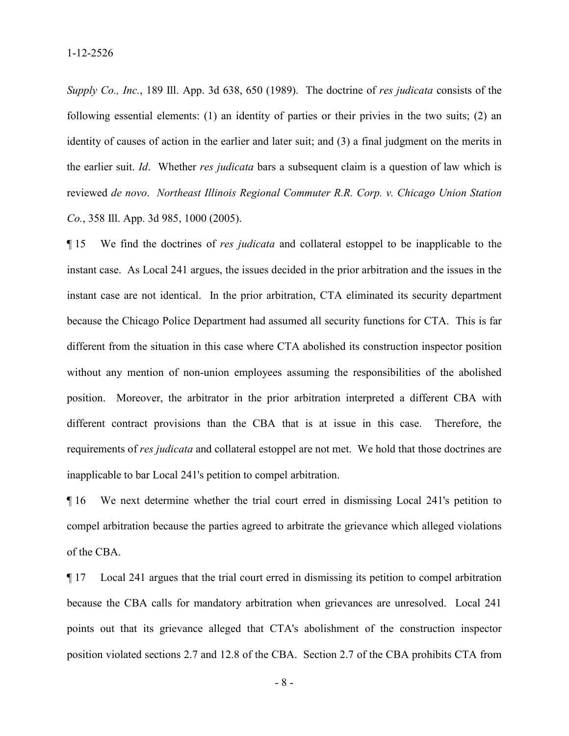*Supply Co., Inc.*, 189 Ill. App. 3d 638, 650 (1989). The doctrine of *res judicata* consists of the following essential elements: (1) an identity of parties or their privies in the two suits; (2) an identity of causes of action in the earlier and later suit; and (3) a final judgment on the merits in the earlier suit. *Id*. Whether *res judicata* bars a subsequent claim is a question of law which is reviewed *de novo*. *Northeast Illinois Regional Commuter R.R. Corp. v. Chicago Union Station Co.*, 358 Ill. App. 3d 985, 1000 (2005).

¶ 15 We find the doctrines of *res judicata* and collateral estoppel to be inapplicable to the instant case. As Local 241 argues, the issues decided in the prior arbitration and the issues in the instant case are not identical. In the prior arbitration, CTA eliminated its security department because the Chicago Police Department had assumed all security functions for CTA. This is far different from the situation in this case where CTA abolished its construction inspector position without any mention of non-union employees assuming the responsibilities of the abolished position. Moreover, the arbitrator in the prior arbitration interpreted a different CBA with different contract provisions than the CBA that is at issue in this case. Therefore, the requirements of *res judicata* and collateral estoppel are not met. We hold that those doctrines are inapplicable to bar Local 241's petition to compel arbitration.

¶ 16 We next determine whether the trial court erred in dismissing Local 241's petition to compel arbitration because the parties agreed to arbitrate the grievance which alleged violations of the CBA.

¶ 17 Local 241 argues that the trial court erred in dismissing its petition to compel arbitration because the CBA calls for mandatory arbitration when grievances are unresolved. Local 241 points out that its grievance alleged that CTA's abolishment of the construction inspector position violated sections 2.7 and 12.8 of the CBA. Section 2.7 of the CBA prohibits CTA from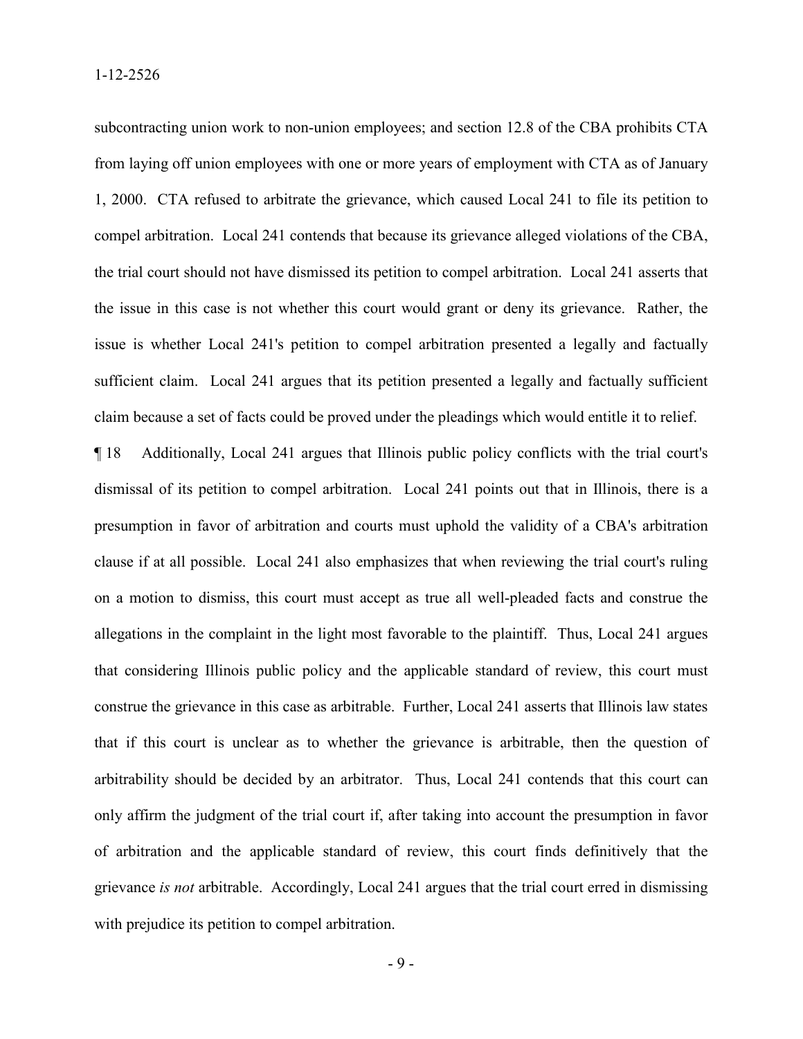subcontracting union work to non-union employees; and section 12.8 of the CBA prohibits CTA from laying off union employees with one or more years of employment with CTA as of January 1, 2000. CTA refused to arbitrate the grievance, which caused Local 241 to file its petition to compel arbitration. Local 241 contends that because its grievance alleged violations of the CBA, the trial court should not have dismissed its petition to compel arbitration. Local 241 asserts that the issue in this case is not whether this court would grant or deny its grievance. Rather, the issue is whether Local 241's petition to compel arbitration presented a legally and factually sufficient claim. Local 241 argues that its petition presented a legally and factually sufficient claim because a set of facts could be proved under the pleadings which would entitle it to relief.

¶ 18 Additionally, Local 241 argues that Illinois public policy conflicts with the trial court's dismissal of its petition to compel arbitration. Local 241 points out that in Illinois, there is a presumption in favor of arbitration and courts must uphold the validity of a CBA's arbitration clause if at all possible. Local 241 also emphasizes that when reviewing the trial court's ruling on a motion to dismiss, this court must accept as true all well-pleaded facts and construe the allegations in the complaint in the light most favorable to the plaintiff. Thus, Local 241 argues that considering Illinois public policy and the applicable standard of review, this court must construe the grievance in this case as arbitrable. Further, Local 241 asserts that Illinois law states that if this court is unclear as to whether the grievance is arbitrable, then the question of arbitrability should be decided by an arbitrator. Thus, Local 241 contends that this court can only affirm the judgment of the trial court if, after taking into account the presumption in favor of arbitration and the applicable standard of review, this court finds definitively that the grievance *is not* arbitrable. Accordingly, Local 241 argues that the trial court erred in dismissing with prejudice its petition to compel arbitration.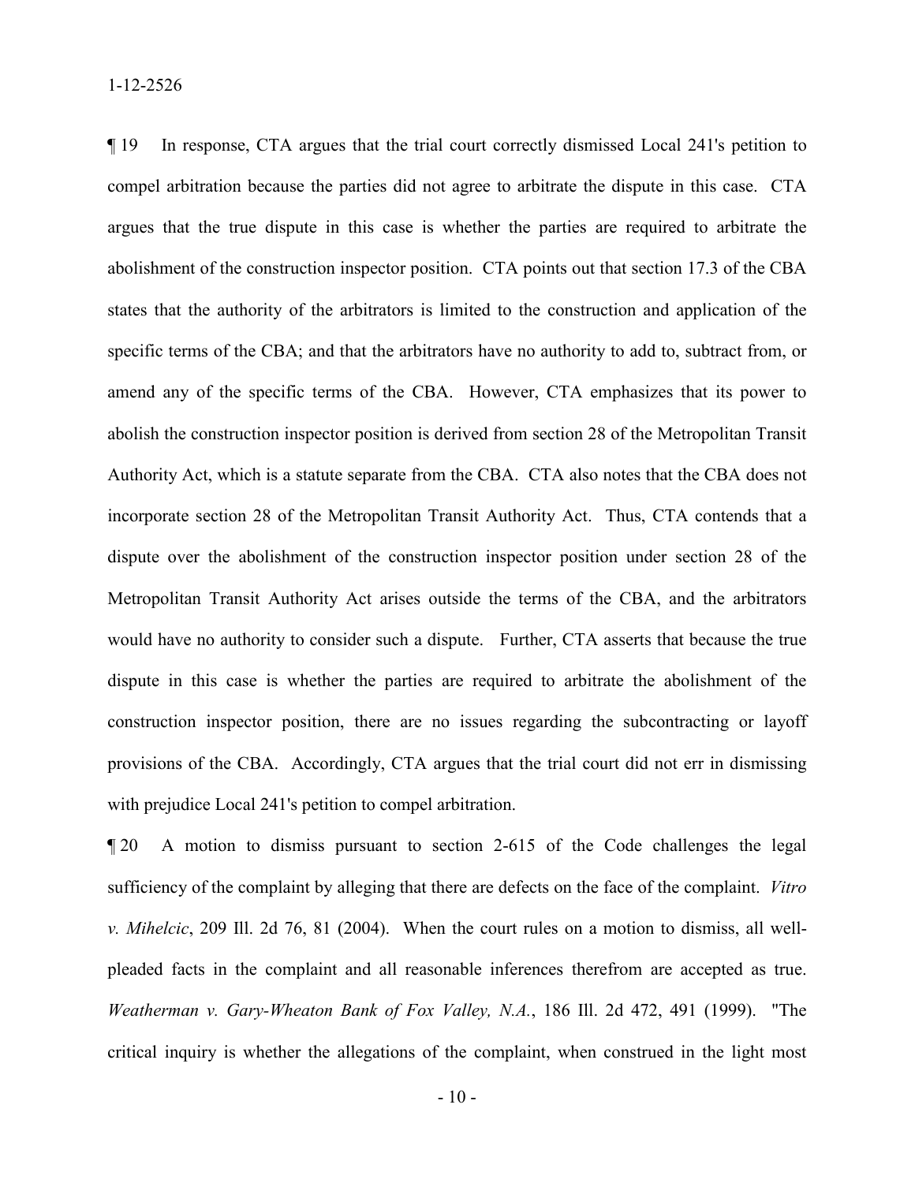¶ 19 In response, CTA argues that the trial court correctly dismissed Local 241's petition to compel arbitration because the parties did not agree to arbitrate the dispute in this case. CTA argues that the true dispute in this case is whether the parties are required to arbitrate the abolishment of the construction inspector position. CTA points out that section 17.3 of the CBA states that the authority of the arbitrators is limited to the construction and application of the specific terms of the CBA; and that the arbitrators have no authority to add to, subtract from, or amend any of the specific terms of the CBA. However, CTA emphasizes that its power to abolish the construction inspector position is derived from section 28 of the Metropolitan Transit Authority Act, which is a statute separate from the CBA. CTA also notes that the CBA does not incorporate section 28 of the Metropolitan Transit Authority Act. Thus, CTA contends that a dispute over the abolishment of the construction inspector position under section 28 of the Metropolitan Transit Authority Act arises outside the terms of the CBA, and the arbitrators would have no authority to consider such a dispute. Further, CTA asserts that because the true dispute in this case is whether the parties are required to arbitrate the abolishment of the construction inspector position, there are no issues regarding the subcontracting or layoff provisions of the CBA. Accordingly, CTA argues that the trial court did not err in dismissing with prejudice Local 241's petition to compel arbitration.

¶ 20 A motion to dismiss pursuant to section 2-615 of the Code challenges the legal sufficiency of the complaint by alleging that there are defects on the face of the complaint. *Vitro v. Mihelcic*, 209 Ill. 2d 76, 81 (2004). When the court rules on a motion to dismiss, all well-pleaded facts in the complaint and all reasonable inferences therefrom are accepted as true. *Weatherman v. Gary-Wheaton Bank of Fox Valley, N.A.*, 186 Ill. 2d 472, 491 (1999). "The critical inquiry is whether the allegations of the complaint, when construed in the light most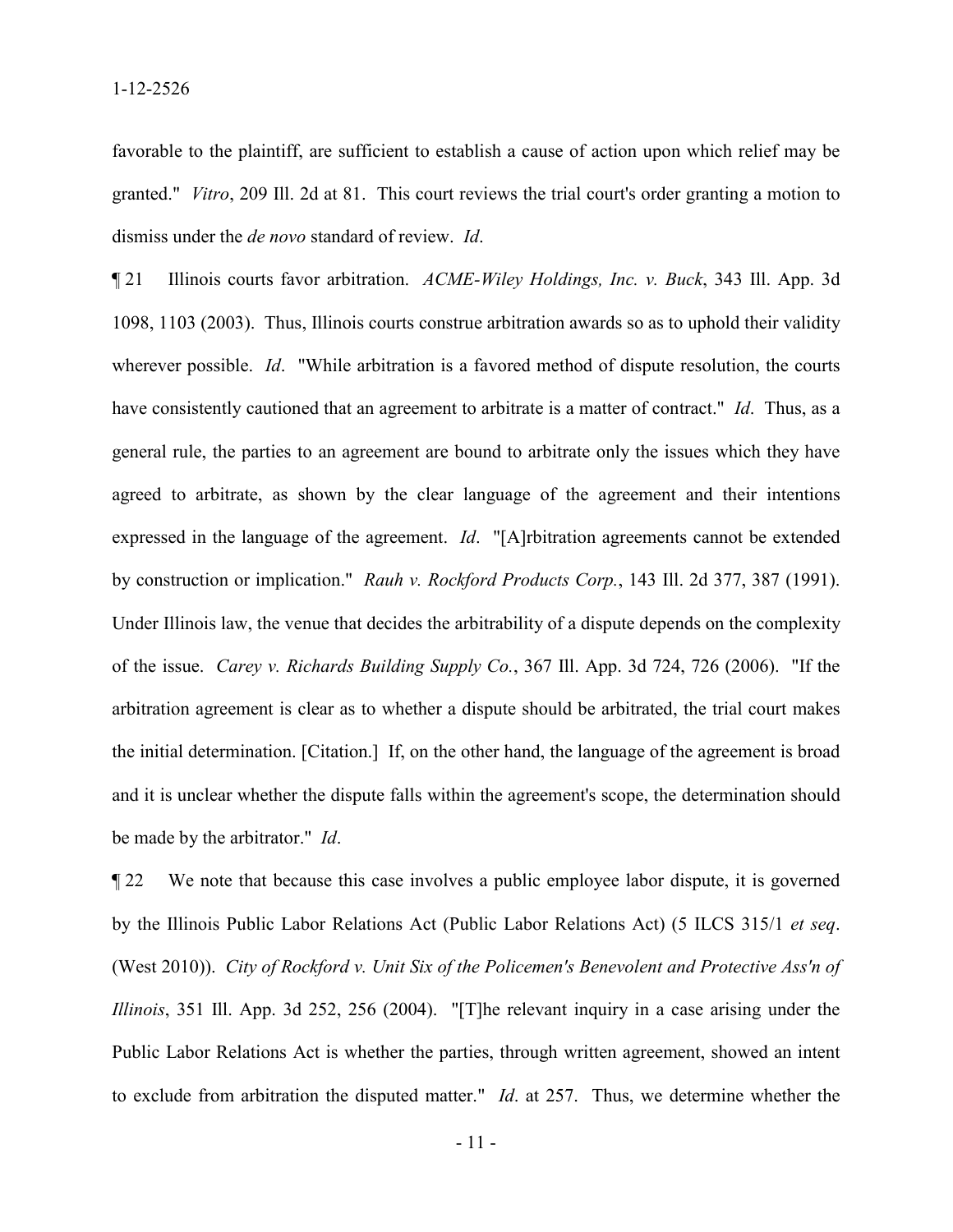favorable to the plaintiff, are sufficient to establish a cause of action upon which relief may be granted." *Vitro*, 209 Ill. 2d at 81. This court reviews the trial court's order granting a motion to dismiss under the *de novo* standard of review. *Id*.

¶ 21 Illinois courts favor arbitration. *ACME-Wiley Holdings, Inc. v. Buck*, 343 Ill. App. 3d 1098, 1103 (2003). Thus, Illinois courts construe arbitration awards so as to uphold their validity wherever possible. *Id*. "While arbitration is a favored method of dispute resolution, the courts have consistently cautioned that an agreement to arbitrate is a matter of contract." *Id*. Thus, as a general rule, the parties to an agreement are bound to arbitrate only the issues which they have agreed to arbitrate, as shown by the clear language of the agreement and their intentions expressed in the language of the agreement. *Id*. "[A]rbitration agreements cannot be extended by construction or implication." *Rauh v. Rockford Products Corp.*, 143 Ill. 2d 377, 387 (1991). Under Illinois law, the venue that decides the arbitrability of a dispute depends on the complexity of the issue. *Carey v. Richards Building Supply Co.*, 367 Ill. App. 3d 724, 726 (2006). "If the arbitration agreement is clear as to whether a dispute should be arbitrated, the trial court makes the initial determination. [Citation.] If, on the other hand, the language of the agreement is broad and it is unclear whether the dispute falls within the agreement's scope, the determination should be made by the arbitrator." *Id*.

¶ 22 We note that because this case involves a public employee labor dispute, it is governed by the Illinois Public Labor Relations Act (Public Labor Relations Act) (5 ILCS 315/1 *et seq*. (West 2010)). *City of Rockford v. Unit Six of the Policemen's Benevolent and Protective Ass'n of Illinois*, 351 Ill. App. 3d 252, 256 (2004). "[T]he relevant inquiry in a case arising under the Public Labor Relations Act is whether the parties, through written agreement, showed an intent to exclude from arbitration the disputed matter." *Id*. at 257. Thus, we determine whether the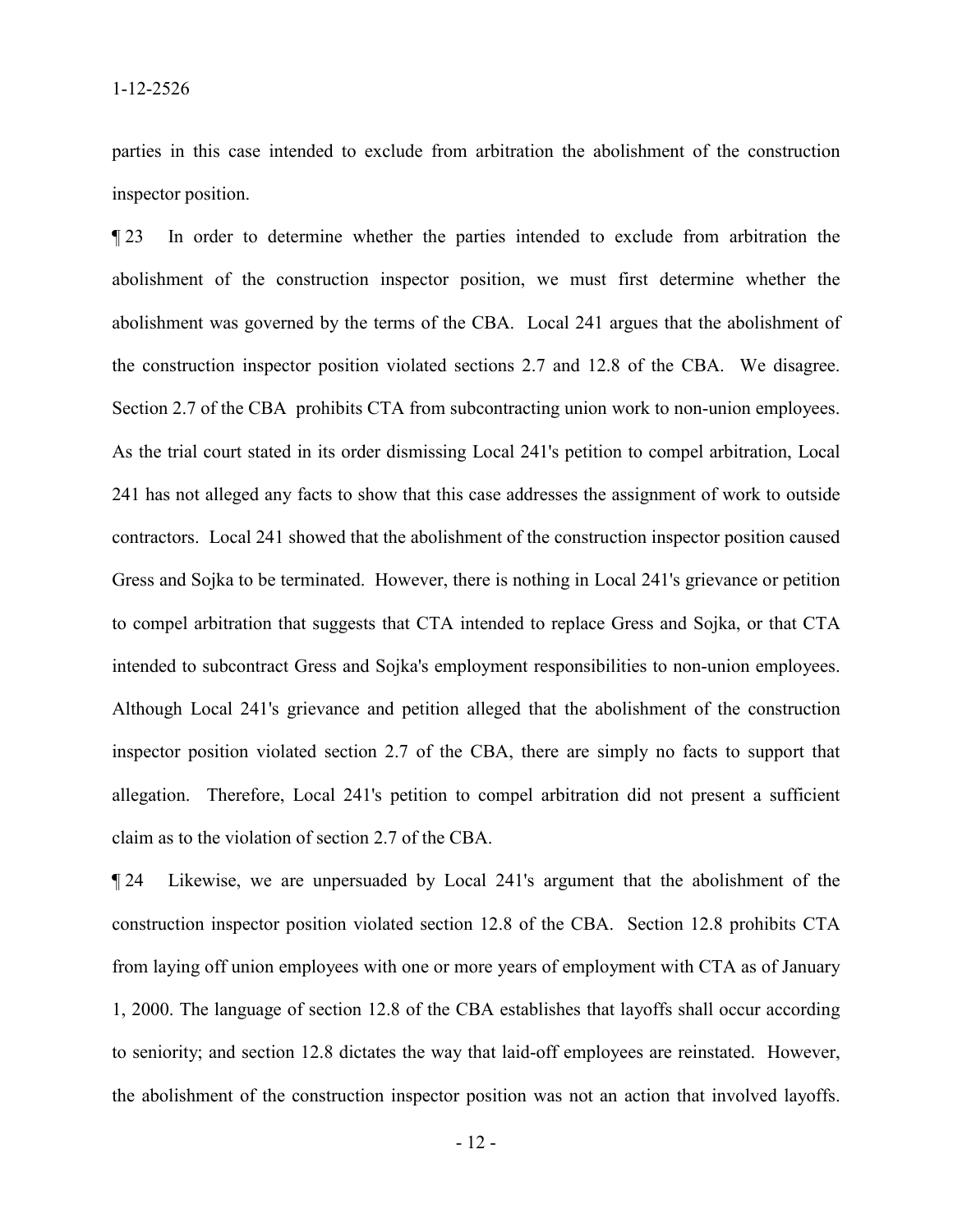parties in this case intended to exclude from arbitration the abolishment of the construction inspector position.

¶ 23 In order to determine whether the parties intended to exclude from arbitration the abolishment of the construction inspector position, we must first determine whether the abolishment was governed by the terms of the CBA. Local 241 argues that the abolishment of the construction inspector position violated sections 2.7 and 12.8 of the CBA. We disagree. Section 2.7 of the CBA prohibits CTA from subcontracting union work to non-union employees. As the trial court stated in its order dismissing Local 241's petition to compel arbitration, Local 241 has not alleged any facts to show that this case addresses the assignment of work to outside contractors. Local 241 showed that the abolishment of the construction inspector position caused Gress and Sojka to be terminated. However, there is nothing in Local 241's grievance or petition to compel arbitration that suggests that CTA intended to replace Gress and Sojka, or that CTA intended to subcontract Gress and Sojka's employment responsibilities to non-union employees. Although Local 241's grievance and petition alleged that the abolishment of the construction inspector position violated section 2.7 of the CBA, there are simply no facts to support that allegation. Therefore, Local 241's petition to compel arbitration did not present a sufficient claim as to the violation of section 2.7 of the CBA.

¶ 24 Likewise, we are unpersuaded by Local 241's argument that the abolishment of the construction inspector position violated section 12.8 of the CBA. Section 12.8 prohibits CTA from laying off union employees with one or more years of employment with CTA as of January 1, 2000. The language of section 12.8 of the CBA establishes that layoffs shall occur according to seniority; and section 12.8 dictates the way that laid-off employees are reinstated. However, the abolishment of the construction inspector position was not an action that involved layoffs.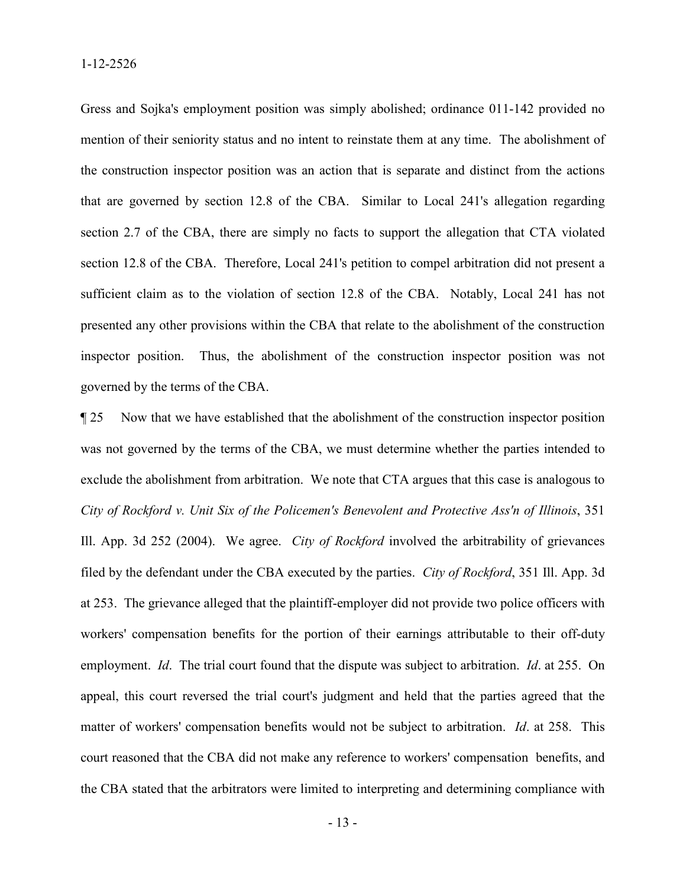Gress and Sojka's employment position was simply abolished; ordinance 011-142 provided no mention of their seniority status and no intent to reinstate them at any time. The abolishment of the construction inspector position was an action that is separate and distinct from the actions that are governed by section 12.8 of the CBA. Similar to Local 241's allegation regarding section 2.7 of the CBA, there are simply no facts to support the allegation that CTA violated section 12.8 of the CBA. Therefore, Local 241's petition to compel arbitration did not present a sufficient claim as to the violation of section 12.8 of the CBA. Notably, Local 241 has not presented any other provisions within the CBA that relate to the abolishment of the construction inspector position. Thus, the abolishment of the construction inspector position was not governed by the terms of the CBA.

¶ 25 Now that we have established that the abolishment of the construction inspector position was not governed by the terms of the CBA, we must determine whether the parties intended to exclude the abolishment from arbitration. We note that CTA argues that this case is analogous to *City of Rockford v. Unit Six of the Policemen's Benevolent and Protective Ass'n of Illinois*, 351 Ill. App. 3d 252 (2004). We agree. *City of Rockford* involved the arbitrability of grievances filed by the defendant under the CBA executed by the parties. *City of Rockford*, 351 Ill. App. 3d at 253. The grievance alleged that the plaintiff-employer did not provide two police officers with workers' compensation benefits for the portion of their earnings attributable to their off-duty employment. *Id*. The trial court found that the dispute was subject to arbitration. *Id*. at 255. On appeal, this court reversed the trial court's judgment and held that the parties agreed that the matter of workers' compensation benefits would not be subject to arbitration. *Id*. at 258. This court reasoned that the CBA did not make any reference to workers' compensation benefits, and the CBA stated that the arbitrators were limited to interpreting and determining compliance with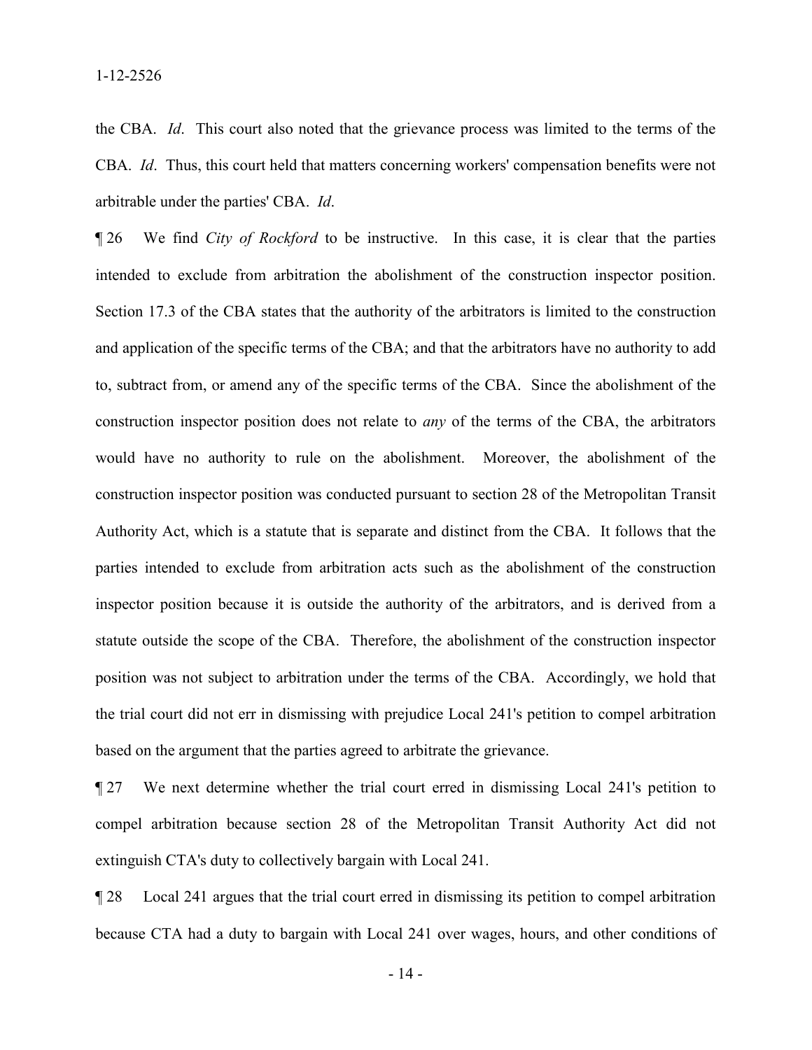the CBA. *Id*. This court also noted that the grievance process was limited to the terms of the CBA. *Id*. Thus, this court held that matters concerning workers' compensation benefits were not arbitrable under the parties' CBA. *Id*.

¶ 26 We find *City of Rockford* to be instructive. In this case, it is clear that the parties intended to exclude from arbitration the abolishment of the construction inspector position. Section 17.3 of the CBA states that the authority of the arbitrators is limited to the construction and application of the specific terms of the CBA; and that the arbitrators have no authority to add to, subtract from, or amend any of the specific terms of the CBA. Since the abolishment of the construction inspector position does not relate to *any* of the terms of the CBA, the arbitrators would have no authority to rule on the abolishment. Moreover, the abolishment of the construction inspector position was conducted pursuant to section 28 of the Metropolitan Transit Authority Act, which is a statute that is separate and distinct from the CBA. It follows that the parties intended to exclude from arbitration acts such as the abolishment of the construction inspector position because it is outside the authority of the arbitrators, and is derived from a statute outside the scope of the CBA. Therefore, the abolishment of the construction inspector position was not subject to arbitration under the terms of the CBA. Accordingly, we hold that the trial court did not err in dismissing with prejudice Local 241's petition to compel arbitration based on the argument that the parties agreed to arbitrate the grievance.

¶ 27 We next determine whether the trial court erred in dismissing Local 241's petition to compel arbitration because section 28 of the Metropolitan Transit Authority Act did not extinguish CTA's duty to collectively bargain with Local 241.

¶ 28 Local 241 argues that the trial court erred in dismissing its petition to compel arbitration because CTA had a duty to bargain with Local 241 over wages, hours, and other conditions of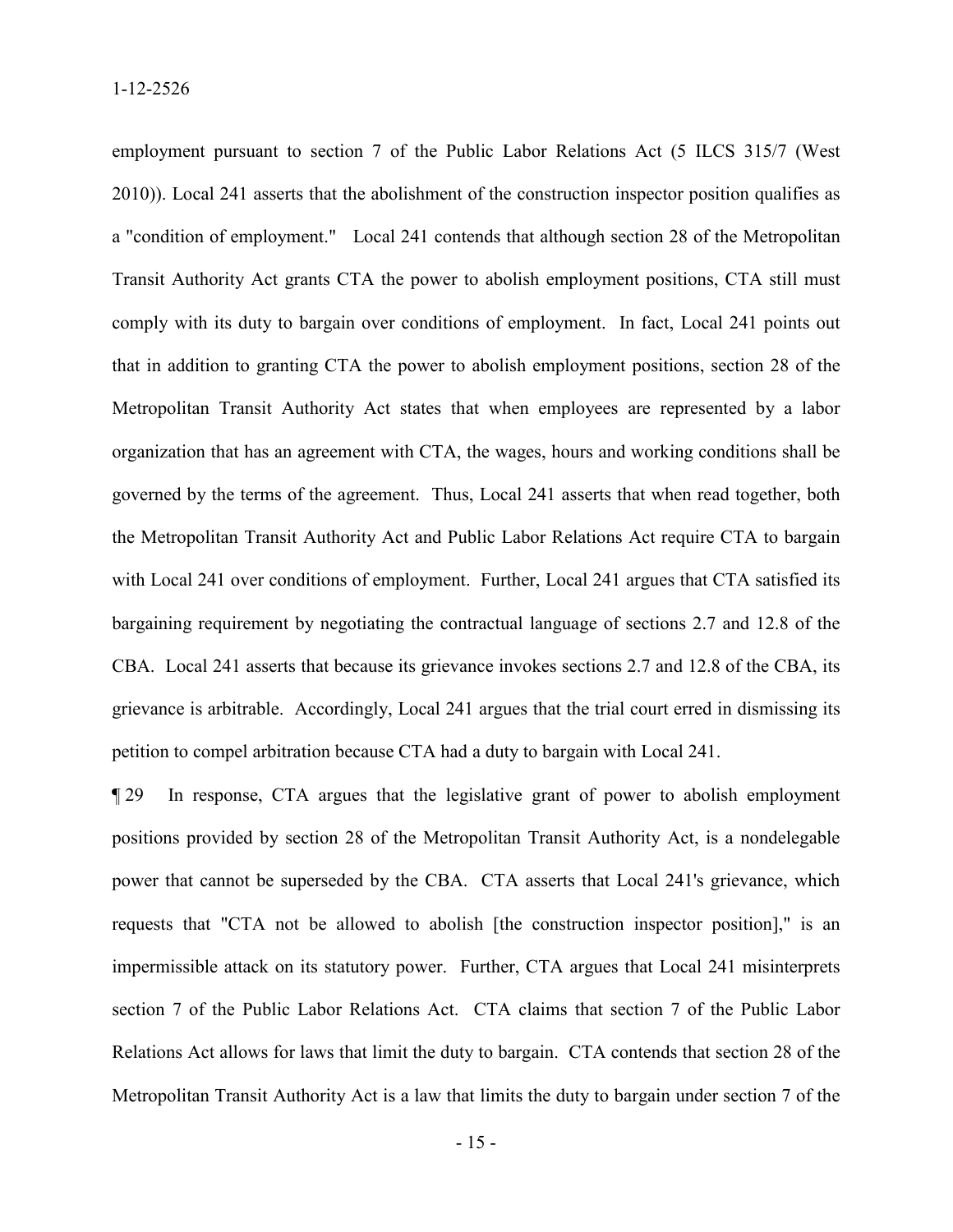employment pursuant to section 7 of the Public Labor Relations Act (5 ILCS 315/7 (West 2010)). Local 241 asserts that the abolishment of the construction inspector position qualifies as a "condition of employment." Local 241 contends that although section 28 of the Metropolitan Transit Authority Act grants CTA the power to abolish employment positions, CTA still must comply with its duty to bargain over conditions of employment. In fact, Local 241 points out that in addition to granting CTA the power to abolish employment positions, section 28 of the Metropolitan Transit Authority Act states that when employees are represented by a labor organization that has an agreement with CTA, the wages, hours and working conditions shall be governed by the terms of the agreement. Thus, Local 241 asserts that when read together, both the Metropolitan Transit Authority Act and Public Labor Relations Act require CTA to bargain with Local 241 over conditions of employment. Further, Local 241 argues that CTA satisfied its bargaining requirement by negotiating the contractual language of sections 2.7 and 12.8 of the CBA. Local 241 asserts that because its grievance invokes sections 2.7 and 12.8 of the CBA, its grievance is arbitrable. Accordingly, Local 241 argues that the trial court erred in dismissing its petition to compel arbitration because CTA had a duty to bargain with Local 241.

¶ 29 In response, CTA argues that the legislative grant of power to abolish employment positions provided by section 28 of the Metropolitan Transit Authority Act, is a nondelegable power that cannot be superseded by the CBA. CTA asserts that Local 241's grievance, which requests that "CTA not be allowed to abolish [the construction inspector position]," is an impermissible attack on its statutory power. Further, CTA argues that Local 241 misinterprets section 7 of the Public Labor Relations Act. CTA claims that section 7 of the Public Labor Relations Act allows for laws that limit the duty to bargain. CTA contends that section 28 of the Metropolitan Transit Authority Act is a law that limits the duty to bargain under section 7 of the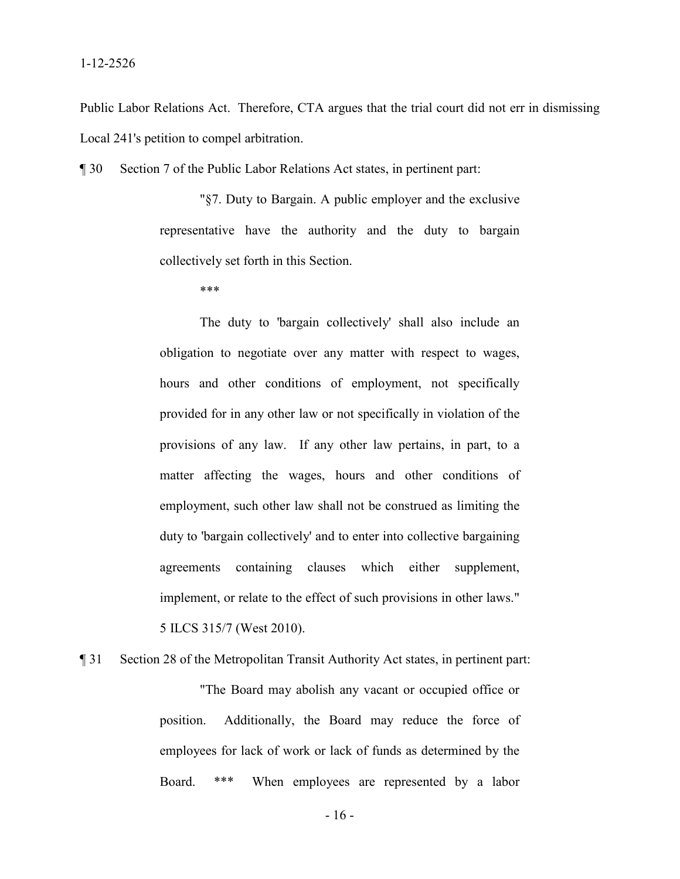Public Labor Relations Act. Therefore, CTA argues that the trial court did not err in dismissing Local 241's petition to compel arbitration.

¶ 30 Section 7 of the Public Labor Relations Act states, in pertinent part:

> "§7. Duty to Bargain. A public employer and the exclusive representative have the authority and the duty to bargain collectively set forth in this Section.
>
> ***
>
> The duty to 'bargain collectively' shall also include an obligation to negotiate over any matter with respect to wages, hours and other conditions of employment, not specifically provided for in any other law or not specifically in violation of the provisions of any law. If any other law pertains, in part, to a matter affecting the wages, hours and other conditions of employment, such other law shall not be construed as limiting the duty to 'bargain collectively' and to enter into collective bargaining agreements containing clauses which either supplement, implement, or relate to the effect of such provisions in other laws." 5 ILCS 315/7 (West 2010).

¶ 31 Section 28 of the Metropolitan Transit Authority Act states, in pertinent part:

> "The Board may abolish any vacant or occupied office or position. Additionally, the Board may reduce the force of employees for lack of work or lack of funds as determined by the Board. *** When employees are represented by a labor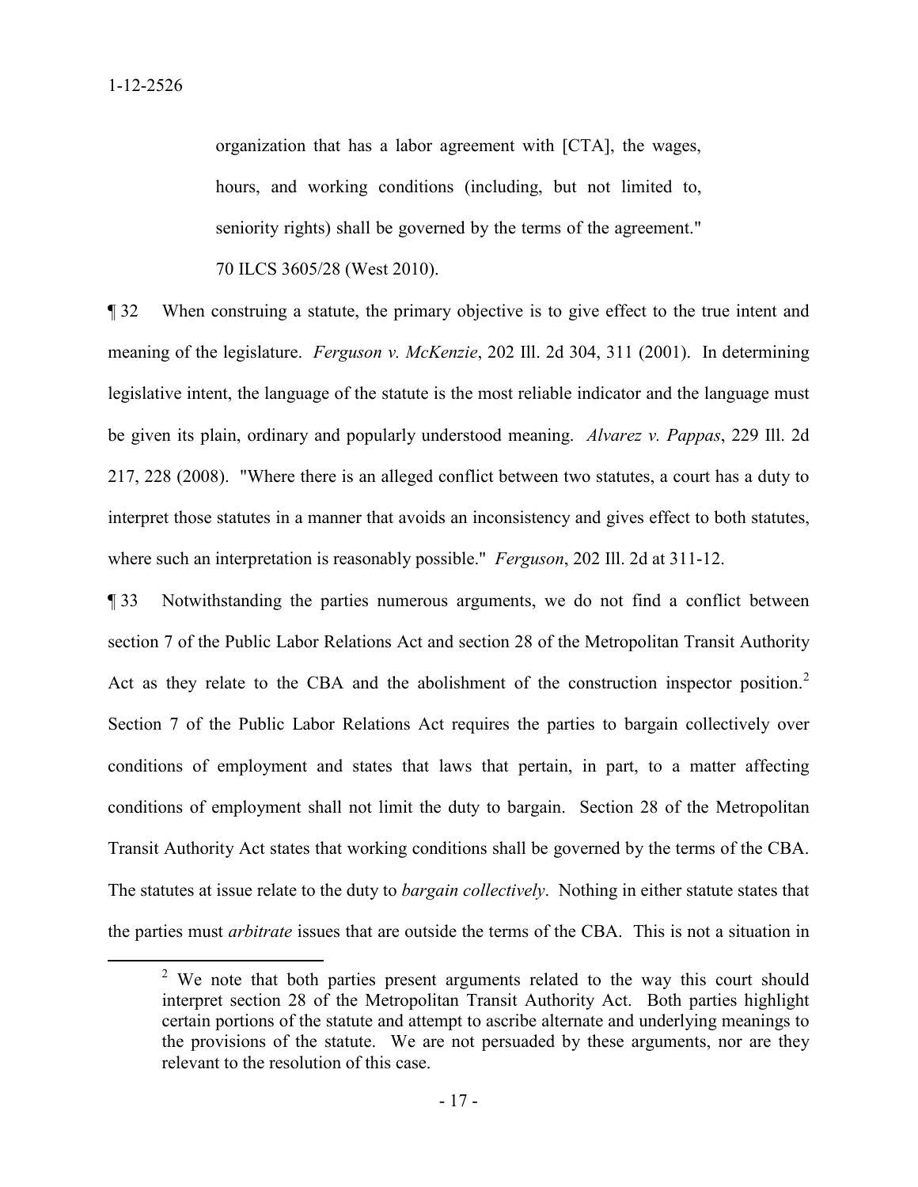> organization that has a labor agreement with [CTA], the wages, hours, and working conditions (including, but not limited to, seniority rights) shall be governed by the terms of the agreement." 70 ILCS 3605/28 (West 2010).

¶ 32 When construing a statute, the primary objective is to give effect to the true intent and meaning of the legislature. *Ferguson v. McKenzie*, 202 Ill. 2d 304, 311 (2001). In determining legislative intent, the language of the statute is the most reliable indicator and the language must be given its plain, ordinary and popularly understood meaning. *Alvarez v. Pappas*, 229 Ill. 2d 217, 228 (2008). "Where there is an alleged conflict between two statutes, a court has a duty to interpret those statutes in a manner that avoids an inconsistency and gives effect to both statutes, where such an interpretation is reasonably possible." *Ferguson*, 202 Ill. 2d at 311-12.

¶ 33 Notwithstanding the parties numerous arguments, we do not find a conflict between section 7 of the Public Labor Relations Act and section 28 of the Metropolitan Transit Authority Act as they relate to the CBA and the abolishment of the construction inspector position.[2] Section 7 of the Public Labor Relations Act requires the parties to bargain collectively over conditions of employment and states that laws that pertain, in part, to a matter affecting conditions of employment shall not limit the duty to bargain. Section 28 of the Metropolitan Transit Authority Act states that working conditions shall be governed by the terms of the CBA. The statutes at issue relate to the duty to *bargain collectively*. Nothing in either statute states that the parties must *arbitrate* issues that are outside the terms of the CBA. This is not a situation in

[2] We note that both parties present arguments related to the way this court should interpret section 28 of the Metropolitan Transit Authority Act. Both parties highlight certain portions of the statute and attempt to ascribe alternate and underlying meanings to the provisions of the statute. We are not persuaded by these arguments, nor are they relevant to the resolution of this case.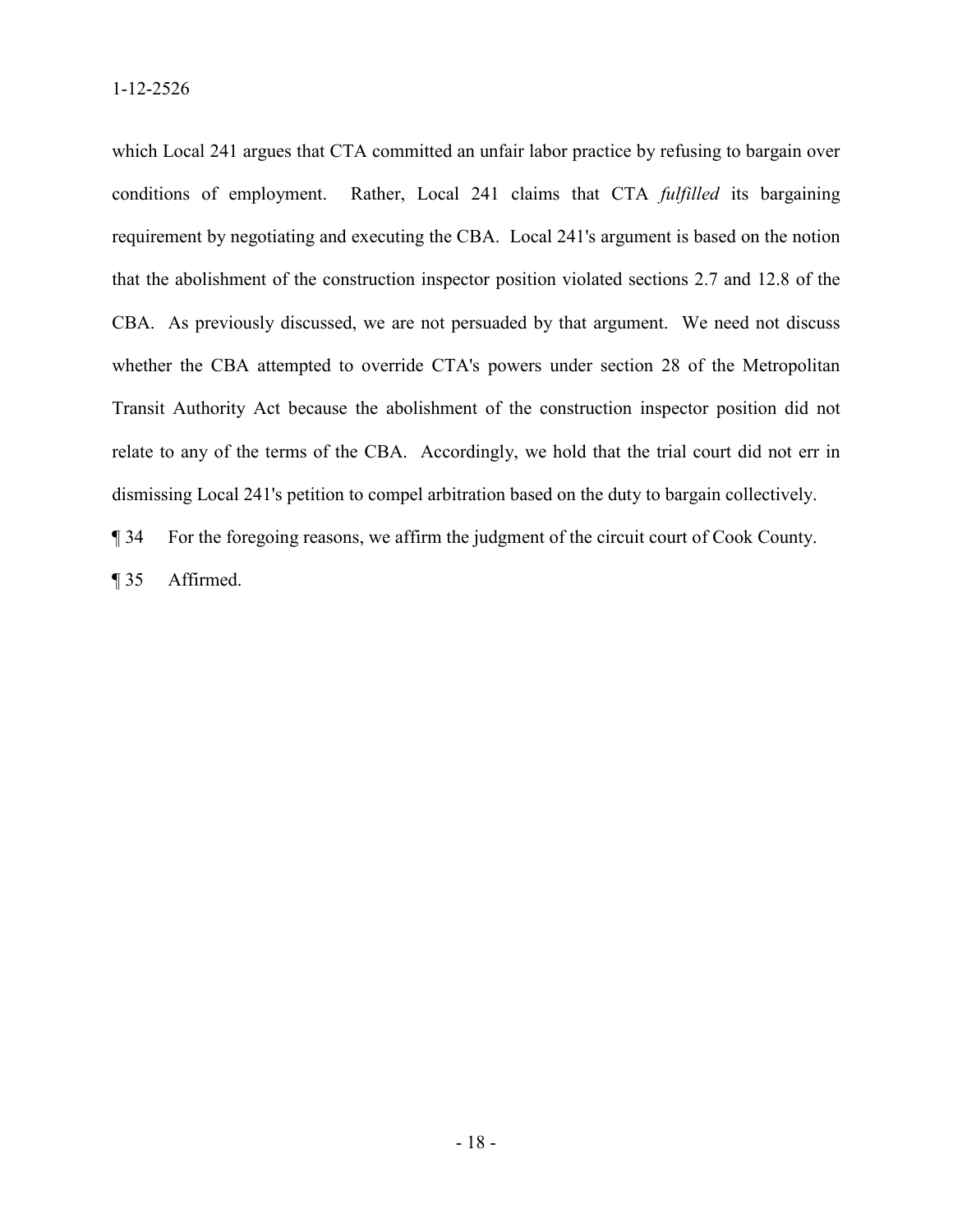which Local 241 argues that CTA committed an unfair labor practice by refusing to bargain over conditions of employment. Rather, Local 241 claims that CTA *fulfilled* its bargaining requirement by negotiating and executing the CBA. Local 241's argument is based on the notion that the abolishment of the construction inspector position violated sections 2.7 and 12.8 of the CBA. As previously discussed, we are not persuaded by that argument. We need not discuss whether the CBA attempted to override CTA's powers under section 28 of the Metropolitan Transit Authority Act because the abolishment of the construction inspector position did not relate to any of the terms of the CBA. Accordingly, we hold that the trial court did not err in dismissing Local 241's petition to compel arbitration based on the duty to bargain collectively.

¶ 34 For the foregoing reasons, we affirm the judgment of the circuit court of Cook County.

¶ 35 Affirmed.